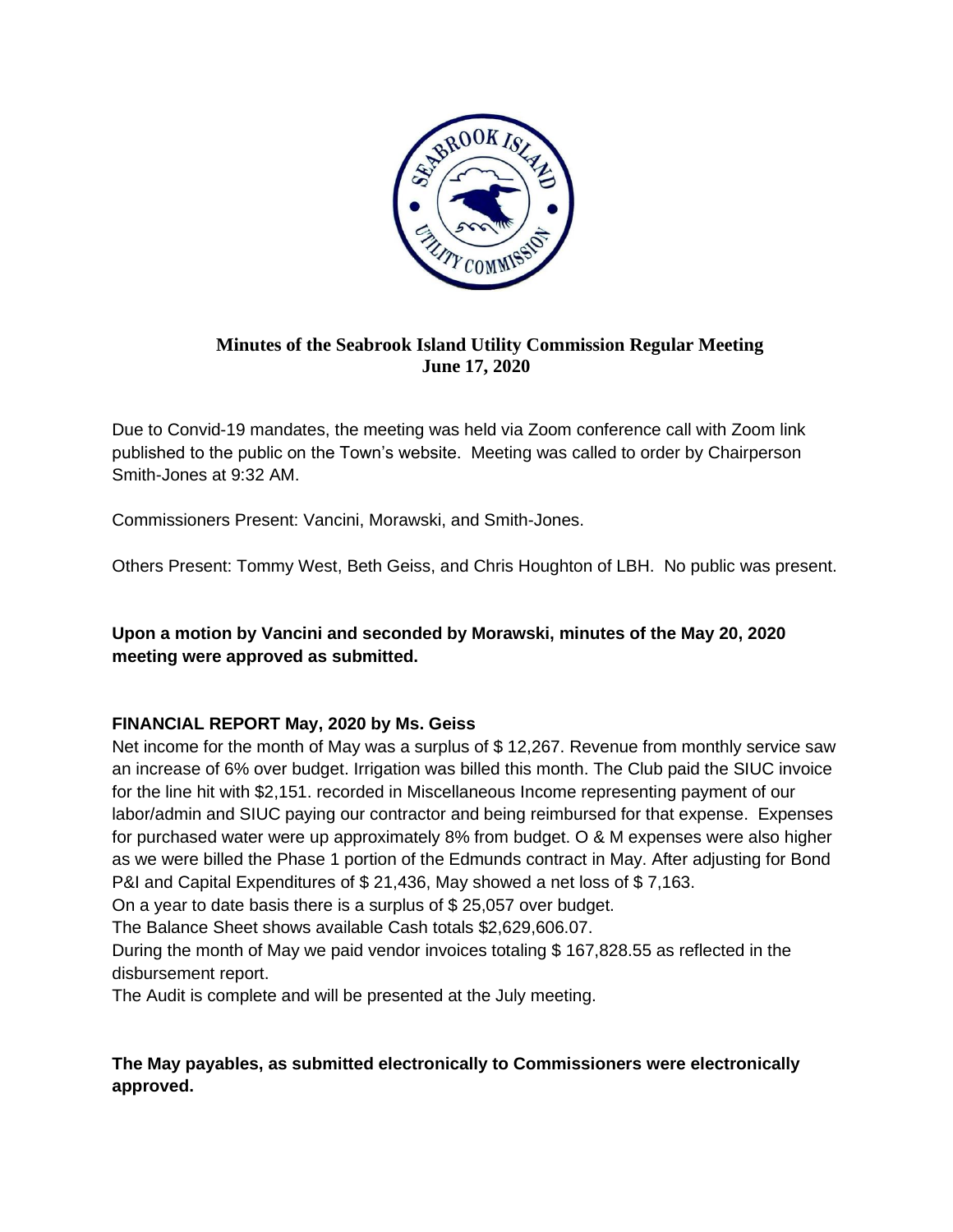## Minutes of the Seabrook Island Utility Commission Regular Meeting
## June 17, 2020

Due to Convid-19 mandates, the meeting was held via Zoom conference call with Zoom link published to the public on the Town's website. Meeting was called to order by Chairperson Smith-Jones at 9:32 AM.

Commissioners Present: Vancini, Morawski, and Smith-Jones.

Others Present: Tommy West, Beth Geiss, and Chris Houghton of LBH. No public was present.

**Upon a motion by Vancini and seconded by Morawski, minutes of the May 20, 2020 meeting were approved as submitted.**

**FINANCIAL REPORT May, 2020 by Ms. Geiss**

Net income for the month of May was a surplus of $ 12,267. Revenue from monthly service saw an increase of 6% over budget. Irrigation was billed this month. The Club paid the SIUC invoice for the line hit with $2,151. recorded in Miscellaneous Income representing payment of our labor/admin and SIUC paying our contractor and being reimbursed for that expense. Expenses for purchased water were up approximately 8% from budget. O & M expenses were also higher as we were billed the Phase 1 portion of the Edmunds contract in May. After adjusting for Bond P&I and Capital Expenditures of $ 21,436, May showed a net loss of $ 7,163.

On a year to date basis there is a surplus of $ 25,057 over budget.

The Balance Sheet shows available Cash totals $2,629,606.07.

During the month of May we paid vendor invoices totaling $ 167,828.55 as reflected in the disbursement report.

The Audit is complete and will be presented at the July meeting.

**The May payables, as submitted electronically to Commissioners were electronically approved.**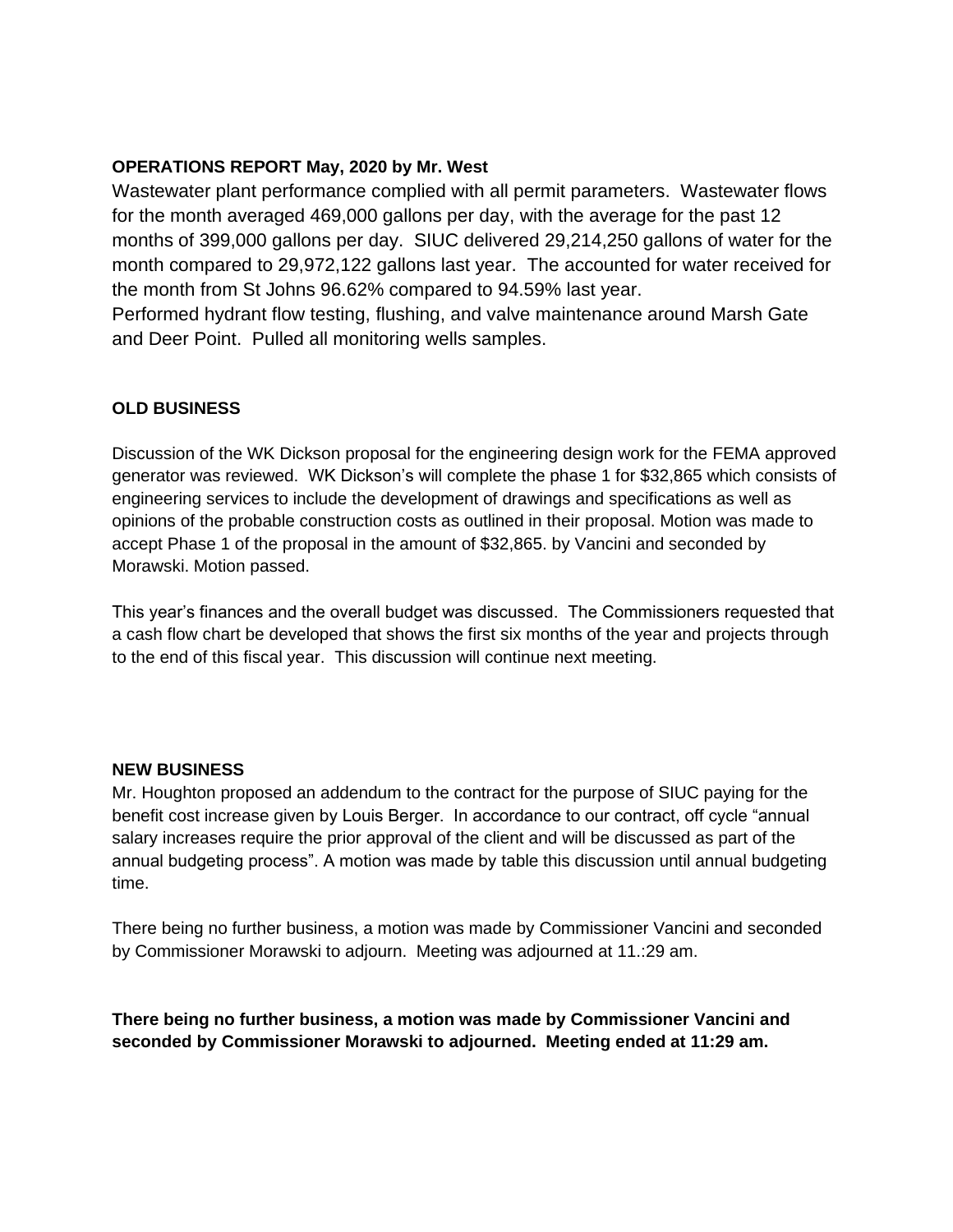**OPERATIONS REPORT May, 2020 by Mr. West**

Wastewater plant performance complied with all permit parameters. Wastewater flows for the month averaged 469,000 gallons per day, with the average for the past 12 months of 399,000 gallons per day. SIUC delivered 29,214,250 gallons of water for the month compared to 29,972,122 gallons last year. The accounted for water received for the month from St Johns 96.62% compared to 94.59% last year.

Performed hydrant flow testing, flushing, and valve maintenance around Marsh Gate and Deer Point. Pulled all monitoring wells samples.

**OLD BUSINESS**

Discussion of the WK Dickson proposal for the engineering design work for the FEMA approved generator was reviewed. WK Dickson's will complete the phase 1 for $32,865 which consists of engineering services to include the development of drawings and specifications as well as opinions of the probable construction costs as outlined in their proposal. Motion was made to accept Phase 1 of the proposal in the amount of $32,865. by Vancini and seconded by Morawski. Motion passed.

This year's finances and the overall budget was discussed. The Commissioners requested that a cash flow chart be developed that shows the first six months of the year and projects through to the end of this fiscal year. This discussion will continue next meeting.

**NEW BUSINESS**

Mr. Houghton proposed an addendum to the contract for the purpose of SIUC paying for the benefit cost increase given by Louis Berger. In accordance to our contract, off cycle "annual salary increases require the prior approval of the client and will be discussed as part of the annual budgeting process". A motion was made by table this discussion until annual budgeting time.

There being no further business, a motion was made by Commissioner Vancini and seconded by Commissioner Morawski to adjourn. Meeting was adjourned at 11.:29 am.

**There being no further business, a motion was made by Commissioner Vancini and seconded by Commissioner Morawski to adjourned. Meeting ended at 11:29 am.**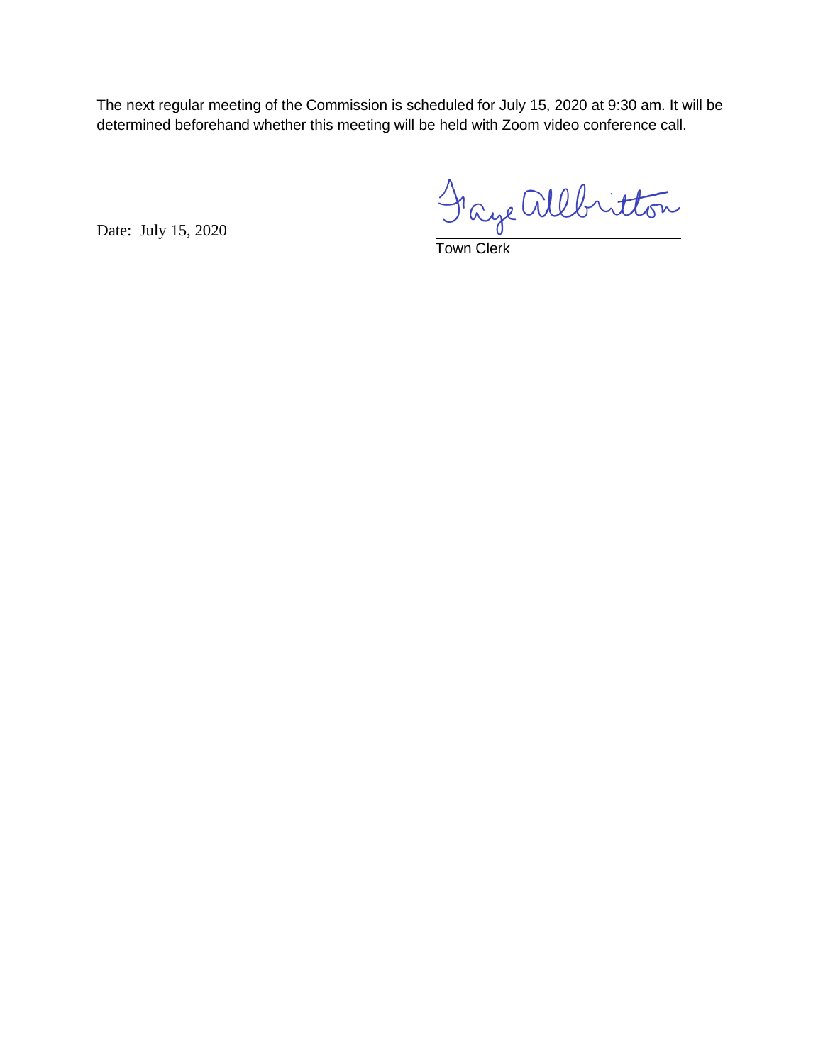The next regular meeting of the Commission is scheduled for July 15, 2020 at 9:30 am. It will be determined beforehand whether this meeting will be held with Zoom video conference call.

Date: July 15, 2020

Faye Allbritton

Town Clerk